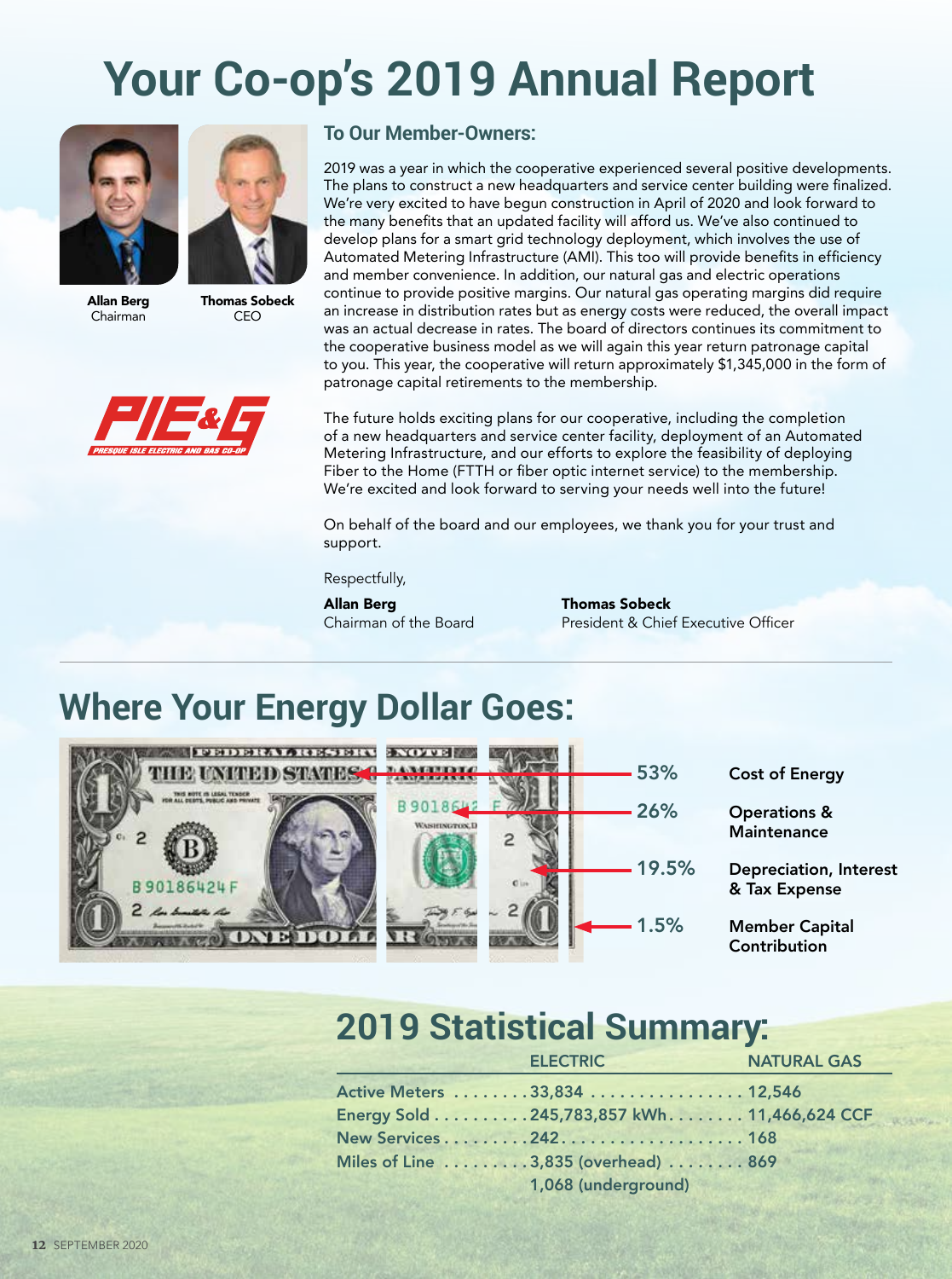# Your Co-op's 2019 Annual Report

**Allan Berg**
Chairman

**Thomas Sobeck**
CEO

PIE&G
PRESQUE ISLE ELECTRIC AND GAS CO-OP

## To Our Member-Owners:

2019 was a year in which the cooperative experienced several positive developments. The plans to construct a new headquarters and service center building were finalized. We're very excited to have begun construction in April of 2020 and look forward to the many benefits that an updated facility will afford us. We've also continued to develop plans for a smart grid technology deployment, which involves the use of Automated Metering Infrastructure (AMI). This too will provide benefits in efficiency and member convenience. In addition, our natural gas and electric operations continue to provide positive margins. Our natural gas operating margins did require an increase in distribution rates but as energy costs were reduced, the overall impact was an actual decrease in rates. The board of directors continues its commitment to the cooperative business model as we will again this year return patronage capital to you. This year, the cooperative will return approximately $1,345,000 in the form of patronage capital retirements to the membership.

The future holds exciting plans for our cooperative, including the completion of a new headquarters and service center facility, deployment of an Automated Metering Infrastructure, and our efforts to explore the feasibility of deploying Fiber to the Home (FTTH or fiber optic internet service) to the membership. We're excited and look forward to serving your needs well into the future!

On behalf of the board and our employees, we thank you for your trust and support.

Respectfully,

**Allan Berg**
Chairman of the Board

**Thomas Sobeck**
President & Chief Executive Officer

## Where Your Energy Dollar Goes:

| Percentage | Category |
|---|---|
| 53% | Cost of Energy |
| 26% | Operations & Maintenance |
| 19.5% | Depreciation, Interest & Tax Expense |
| 1.5% | Member Capital Contribution |

## 2019 Statistical Summary:

| | ELECTRIC | NATURAL GAS |
|---|---|---|
| Active Meters | 33,834 | 12,546 |
| Energy Sold | 245,783,857 kWh | 11,466,624 CCF |
| New Services | 242 | 168 |
| Miles of Line | 3,835 (overhead)<br>1,068 (underground) | 869 |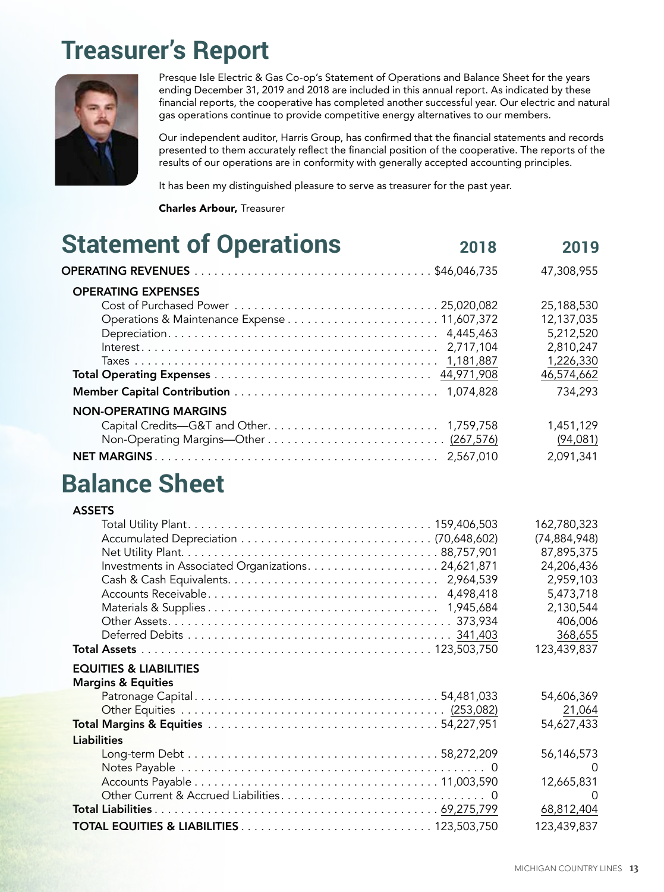# Treasurer's Report

Presque Isle Electric & Gas Co-op's Statement of Operations and Balance Sheet for the years ending December 31, 2019 and 2018 are included in this annual report. As indicated by these financial reports, the cooperative has completed another successful year. Our electric and natural gas operations continue to provide competitive energy alternatives to our members.

Our independent auditor, Harris Group, has confirmed that the financial statements and records presented to them accurately reflect the financial position of the cooperative. The reports of the results of our operations are in conformity with generally accepted accounting principles.

It has been my distinguished pleasure to serve as treasurer for the past year.

**Charles Arbour,** Treasurer

# Statement of Operations

| | 2018 | 2019 |
|---|---|---|
| **OPERATING REVENUES** | $46,046,735 | 47,308,955 |
| **OPERATING EXPENSES** | | |
| Cost of Purchased Power | 25,020,082 | 25,188,530 |
| Operations & Maintenance Expense | 11,607,372 | 12,137,035 |
| Depreciation | 4,445,463 | 5,212,520 |
| Interest | 2,717,104 | 2,810,247 |
| Taxes | 1,181,887 | 1,226,330 |
| **Total Operating Expenses** | 44,971,908 | 46,574,662 |
| **Member Capital Contribution** | 1,074,828 | 734,293 |
| **NON-OPERATING MARGINS** | | |
| Capital Credits—G&T and Other | 1,759,758 | 1,451,129 |
| Non-Operating Margins—Other | (267,576) | (94,081) |
| **NET MARGINS** | 2,567,010 | 2,091,341 |

# Balance Sheet

| | 2018 | 2019 |
|---|---|---|
| **ASSETS** | | |
| Total Utility Plant | 159,406,503 | 162,780,323 |
| Accumulated Depreciation | (70,648,602) | (74,884,948) |
| Net Utility Plant | 88,757,901 | 87,895,375 |
| Investments in Associated Organizations | 24,621,871 | 24,206,436 |
| Cash & Cash Equivalents | 2,964,539 | 2,959,103 |
| Accounts Receivable | 4,498,418 | 5,473,718 |
| Materials & Supplies | 1,945,684 | 2,130,544 |
| Other Assets | 373,934 | 406,006 |
| Deferred Debits | 341,403 | 368,655 |
| **Total Assets** | 123,503,750 | 123,439,837 |
| **EQUITIES & LIABILITIES** | | |
| **Margins & Equities** | | |
| Patronage Capital | 54,481,033 | 54,606,369 |
| Other Equities | (253,082) | 21,064 |
| **Total Margins & Equities** | 54,227,951 | 54,627,433 |
| **Liabilities** | | |
| Long-term Debt | 58,272,209 | 56,146,573 |
| Notes Payable | 0 | 0 |
| Accounts Payable | 11,003,590 | 12,665,831 |
| Other Current & Accrued Liabilities | 0 | 0 |
| **Total Liabilities** | 69,275,799 | 68,812,404 |
| **TOTAL EQUITIES & LIABILITIES** | 123,503,750 | 123,439,837 |